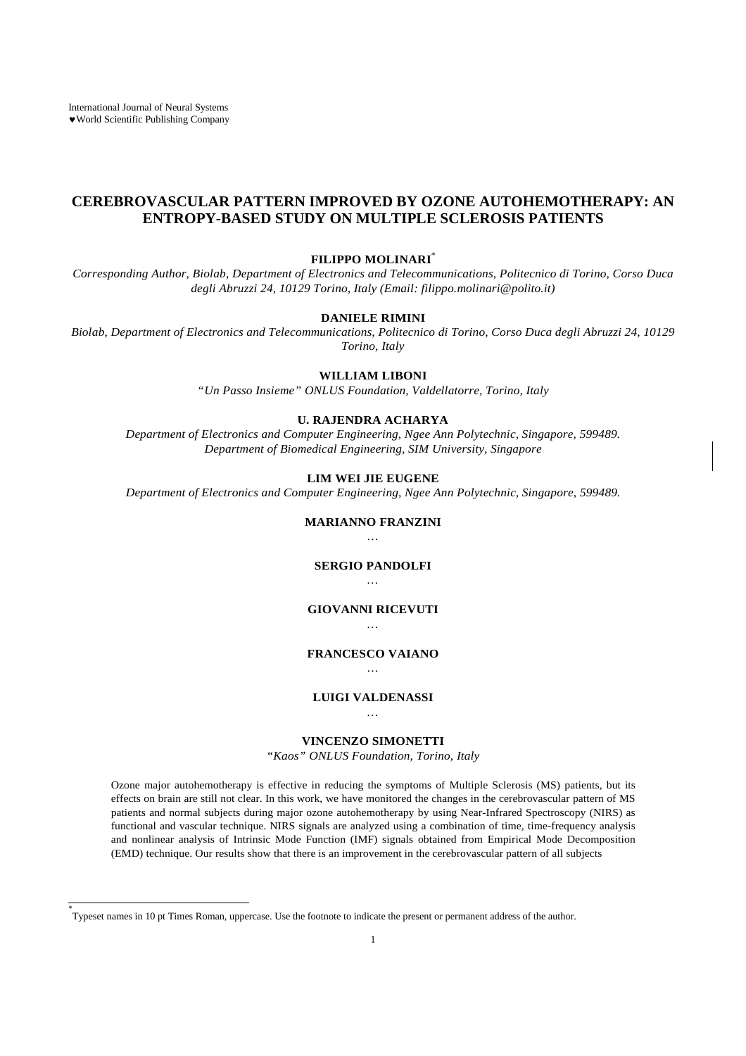# CEREBROVASCULAR PATTERN IMPROVED BY OZONE AUTOHEMOTHERAPY: AN ENTROPY-BASED STUDY ON MULTIPLE SCLEROSIS PATIENTS

**FILIPPO MOLINARI**[*]

*Corresponding Author, Biolab, Department of Electronics and Telecommunications, Politecnico di Torino, Corso Duca degli Abruzzi 24, 10129 Torino, Italy (Email: filippo.molinari@polito.it)*

**DANIELE RIMINI**

*Biolab, Department of Electronics and Telecommunications, Politecnico di Torino, Corso Duca degli Abruzzi 24, 10129 Torino, Italy*

**WILLIAM LIBONI**

*"Un Passo Insieme" ONLUS Foundation, Valdellatorre, Torino, Italy*

**U. RAJENDRA ACHARYA**

*Department of Electronics and Computer Engineering, Ngee Ann Polytechnic, Singapore, 599489.*
*Department of Biomedical Engineering, SIM University, Singapore*

**LIM WEI JIE EUGENE**

*Department of Electronics and Computer Engineering, Ngee Ann Polytechnic, Singapore, 599489.*

**MARIANNO FRANZINI**

…

**SERGIO PANDOLFI**

…

**GIOVANNI RICEVUTI**

…

**FRANCESCO VAIANO**

…

**LUIGI VALDENASSI**

…

**VINCENZO SIMONETTI**

*"Kaos" ONLUS Foundation, Torino, Italy*

Ozone major autohemotherapy is effective in reducing the symptoms of Multiple Sclerosis (MS) patients, but its effects on brain are still not clear. In this work, we have monitored the changes in the cerebrovascular pattern of MS patients and normal subjects during major ozone autohemotherapy by using Near-Infrared Spectroscopy (NIRS) as functional and vascular technique. NIRS signals are analyzed using a combination of time, time-frequency analysis and nonlinear analysis of Intrinsic Mode Function (IMF) signals obtained from Empirical Mode Decomposition (EMD) technique. Our results show that there is an improvement in the cerebrovascular pattern of all subjects

---

[*] Typeset names in 10 pt Times Roman, uppercase. Use the footnote to indicate the present or permanent address of the author.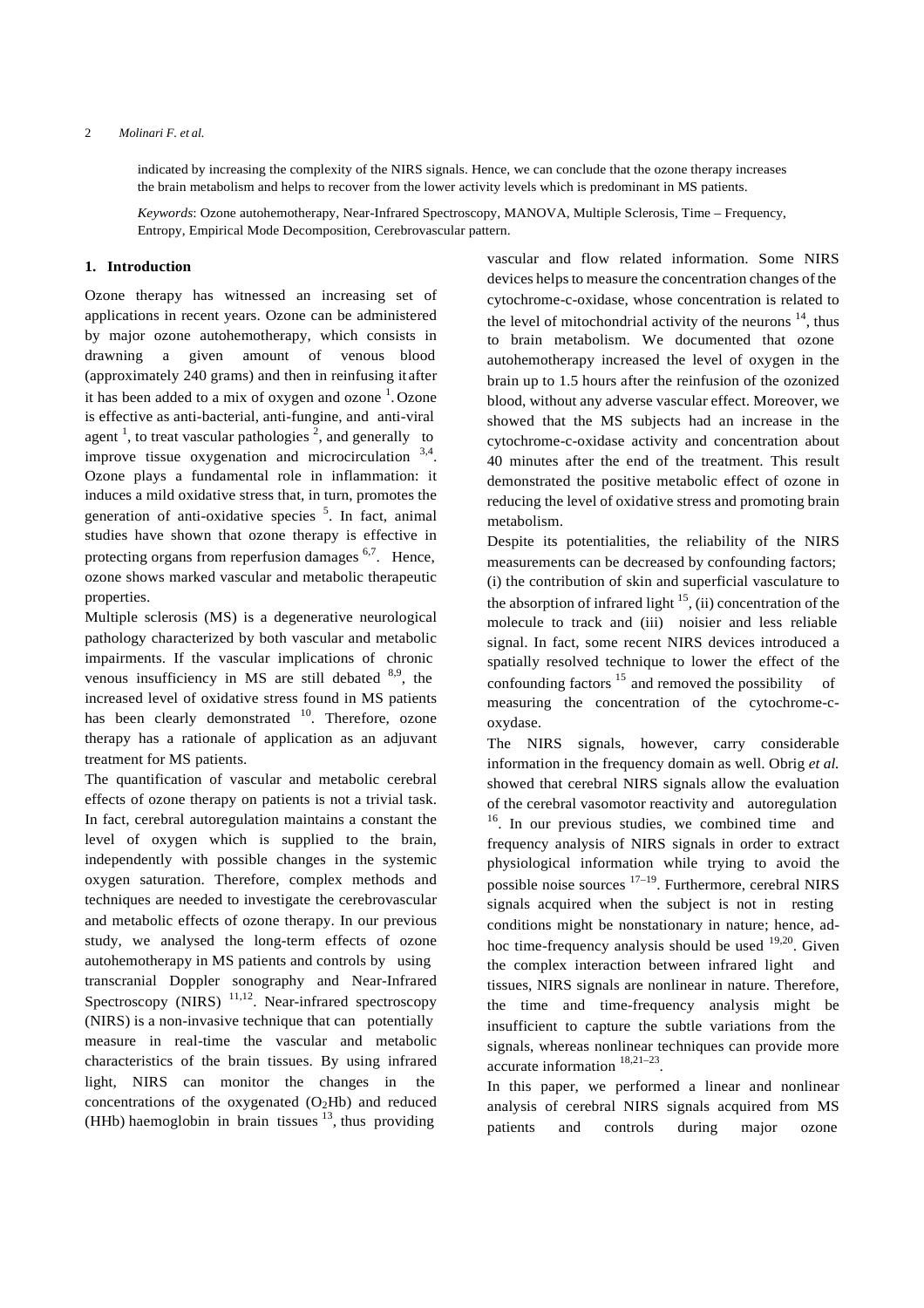indicated by increasing the complexity of the NIRS signals. Hence, we can conclude that the ozone therapy increases the brain metabolism and helps to recover from the lower activity levels which is predominant in MS patients.

*Keywords*: Ozone autohemotherapy, Near-Infrared Spectroscopy, MANOVA, Multiple Sclerosis, Time – Frequency, Entropy, Empirical Mode Decomposition, Cerebrovascular pattern.

## 1. Introduction

Ozone therapy has witnessed an increasing set of applications in recent years. Ozone can be administered by major ozone autohemotherapy, which consists in drawning a given amount of venous blood (approximately 240 grams) and then in reinfusing it after it has been added to a mix of oxygen and ozone [1]. Ozone is effective as anti-bacterial, anti-fungine, and anti-viral agent [1], to treat vascular pathologies [2], and generally to improve tissue oxygenation and microcirculation [3,4]. Ozone plays a fundamental role in inflammation: it induces a mild oxidative stress that, in turn, promotes the generation of anti-oxidative species [5]. In fact, animal studies have shown that ozone therapy is effective in protecting organs from reperfusion damages [6,7]. Hence, ozone shows marked vascular and metabolic therapeutic properties.

Multiple sclerosis (MS) is a degenerative neurological pathology characterized by both vascular and metabolic impairments. If the vascular implications of chronic venous insufficiency in MS are still debated [8,9], the increased level of oxidative stress found in MS patients has been clearly demonstrated [10]. Therefore, ozone therapy has a rationale of application as an adjuvant treatment for MS patients.

The quantification of vascular and metabolic cerebral effects of ozone therapy on patients is not a trivial task. In fact, cerebral autoregulation maintains a constant the level of oxygen which is supplied to the brain, independently with possible changes in the systemic oxygen saturation. Therefore, complex methods and techniques are needed to investigate the cerebrovascular and metabolic effects of ozone therapy. In our previous study, we analysed the long-term effects of ozone autohemotherapy in MS patients and controls by using transcranial Doppler sonography and Near-Infrared Spectroscopy (NIRS) [11,12]. Near-infrared spectroscopy (NIRS) is a non-invasive technique that can potentially measure in real-time the vascular and metabolic characteristics of the brain tissues. By using infrared light, NIRS can monitor the changes in the concentrations of the oxygenated ($O_2Hb$) and reduced (HHb) haemoglobin in brain tissues [13], thus providing vascular and flow related information. Some NIRS devices helps to measure the concentration changes of the cytochrome-c-oxidase, whose concentration is related to the level of mitochondrial activity of the neurons [14], thus to brain metabolism. We documented that ozone autohemotherapy increased the level of oxygen in the brain up to 1.5 hours after the reinfusion of the ozonized blood, without any adverse vascular effect. Moreover, we showed that the MS subjects had an increase in the cytochrome-c-oxidase activity and concentration about 40 minutes after the end of the treatment. This result demonstrated the positive metabolic effect of ozone in reducing the level of oxidative stress and promoting brain metabolism.

Despite its potentialities, the reliability of the NIRS measurements can be decreased by confounding factors; (i) the contribution of skin and superficial vasculature to the absorption of infrared light [15], (ii) concentration of the molecule to track and (iii) noisier and less reliable signal. In fact, some recent NIRS devices introduced a spatially resolved technique to lower the effect of the confounding factors [15] and removed the possibility of measuring the concentration of the cytochrome-c-oxydase.

The NIRS signals, however, carry considerable information in the frequency domain as well. Obrig *et al.* showed that cerebral NIRS signals allow the evaluation of the cerebral vasomotor reactivity and autoregulation [16]. In our previous studies, we combined time and frequency analysis of NIRS signals in order to extract physiological information while trying to avoid the possible noise sources [17–19]. Furthermore, cerebral NIRS signals acquired when the subject is not in resting conditions might be nonstationary in nature; hence, ad-hoc time-frequency analysis should be used [19,20]. Given the complex interaction between infrared light and tissues, NIRS signals are nonlinear in nature. Therefore, the time and time-frequency analysis might be insufficient to capture the subtle variations from the signals, whereas nonlinear techniques can provide more accurate information [18,21–23].

In this paper, we performed a linear and nonlinear analysis of cerebral NIRS signals acquired from MS patients and controls during major ozone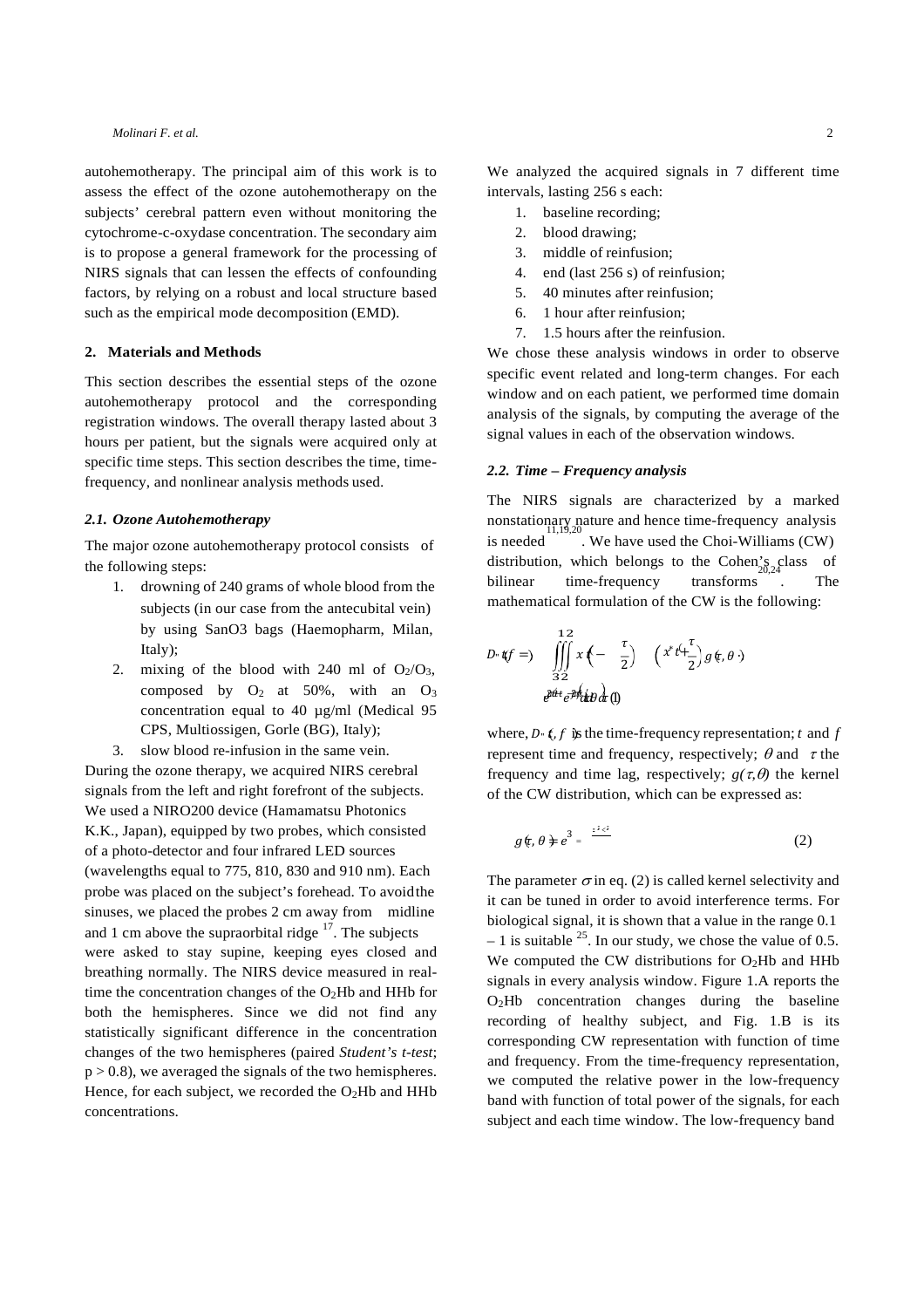autohemotherapy. The principal aim of this work is to assess the effect of the ozone autohemotherapy on the subjects' cerebral pattern even without monitoring the cytochrome-c-oxydase concentration. The secondary aim is to propose a general framework for the processing of NIRS signals that can lessen the effects of confounding factors, by relying on a robust and local structure based such as the empirical mode decomposition (EMD).

## 2. Materials and Methods

This section describes the essential steps of the ozone autohemotherapy protocol and the corresponding registration windows. The overall therapy lasted about 3 hours per patient, but the signals were acquired only at specific time steps. This section describes the time, time-frequency, and nonlinear analysis methods used.

### *2.1. Ozone Autohemotherapy*

The major ozone autohemotherapy protocol consists of the following steps:

1. drowning of 240 grams of whole blood from the subjects (in our case from the antecubital vein) by using SanO3 bags (Haemopharm, Milan, Italy);
2. mixing of the blood with 240 ml of $O_2/O_3$, composed by $O_2$ at 50%, with an $O_3$ concentration equal to 40 µg/ml (Medical 95 CPS, Multiossigen, Gorle (BG), Italy);
3. slow blood re-infusion in the same vein.

During the ozone therapy, we acquired NIRS cerebral signals from the left and right forefront of the subjects. We used a NIRO200 device (Hamamatsu Photonics K.K., Japan), equipped by two probes, which consisted of a photo-detector and four infrared LED sources (wavelengths equal to 775, 810, 830 and 910 nm). Each probe was placed on the subject's forehead. To avoid the sinuses, we placed the probes 2 cm away from midline and 1 cm above the supraorbital ridge [17]. The subjects were asked to stay supine, keeping eyes closed and breathing normally. The NIRS device measured in real-time the concentration changes of the $O_2Hb$ and HHb for both the hemispheres. Since we did not find any statistically significant difference in the concentration changes of the two hemispheres (paired *Student's t-test*; $p > 0.8$), we averaged the signals of the two hemispheres. Hence, for each subject, we recorded the $O_2Hb$ and HHb concentrations.

We analyzed the acquired signals in 7 different time intervals, lasting 256 s each:

1. baseline recording;
2. blood drawing;
3. middle of reinfusion;
4. end (last 256 s) of reinfusion;
5. 40 minutes after reinfusion;
6. 1 hour after reinfusion;
7. 1.5 hours after the reinfusion.

We chose these analysis windows in order to observe specific event related and long-term changes. For each window and on each patient, we performed time domain analysis of the signals, by computing the average of the signal values in each of the observation windows.

### *2.2. Time – Frequency analysis*

The NIRS signals are characterized by a marked nonstationary nature and hence time-frequency analysis is needed [11,19,20]. We have used the Choi-Williams (CW) distribution, which belongs to the Cohen's class of bilinear time-frequency transforms [20,24]. The mathematical formulation of the CW is the following:

$$D_x(t,f) = \iiint x\left(t-\frac{\tau}{2}\right) x^*\left(t+\frac{\tau}{2}\right) g(\tau,\theta) \cdot e^{j2\pi\theta t} e^{-j2\pi f\tau} e^{-j2\pi\theta u} \, du \, d\tau \, d\theta \quad (1)$$

where, $D_x(t,f)$ is the time-frequency representation; $t$ and $f$ represent time and frequency, respectively; $\theta$ and $\tau$ the frequency and time lag, respectively; $g(\tau,\theta)$ the kernel of the CW distribution, which can be expressed as:

$$g(\tau,\theta) = e^{-\frac{\theta^2\tau^2}{\sigma}} \quad (2)$$

The parameter $\sigma$ in eq. (2) is called kernel selectivity and it can be tuned in order to avoid interference terms. For biological signal, it is shown that a value in the range 0.1 – 1 is suitable [25]. In our study, we chose the value of 0.5. We computed the CW distributions for $O_2Hb$ and HHb signals in every analysis window. Figure 1.A reports the $O_2Hb$ concentration changes during the baseline recording of healthy subject, and Fig. 1.B is its corresponding CW representation with function of time and frequency. From the time-frequency representation, we computed the relative power in the low-frequency band with function of total power of the signals, for each subject and each time window. The low-frequency band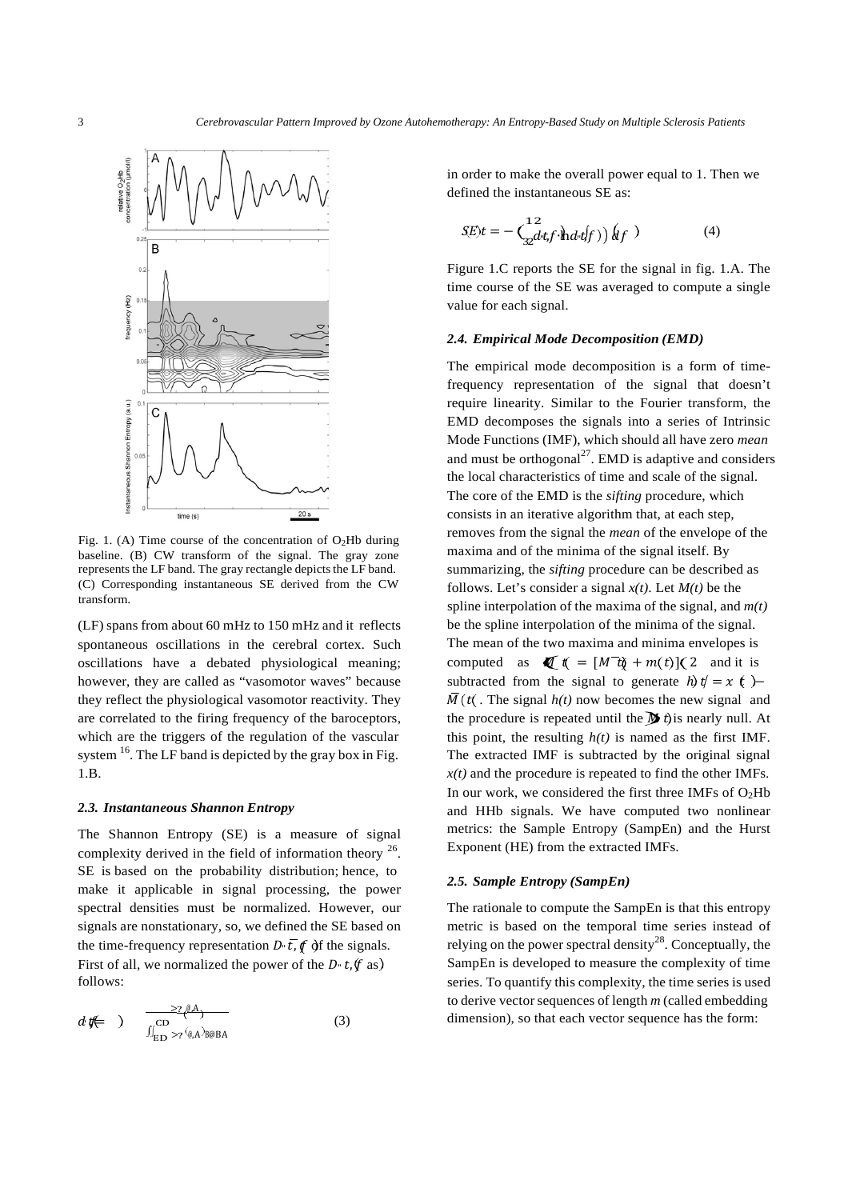Fig. 1. (A) Time course of the concentration of $O_2Hb$ during baseline. (B) CW transform of the signal. The gray zone represents the LF band. The gray rectangle depicts the LF band. (C) Corresponding instantaneous SE derived from the CW transform.

(LF) spans from about 60 mHz to 150 mHz and it reflects spontaneous oscillations in the cerebral cortex. Such oscillations have a debated physiological meaning; however, they are called as "vasomotor waves" because they reflect the physiological vasomotor reactivity. They are correlated to the firing frequency of the baroceptors, which are the triggers of the regulation of the vascular system [16]. The LF band is depicted by the gray box in Fig. 1.B.

### 2.3. Instantaneous Shannon Entropy

The Shannon Entropy (SE) is a measure of signal complexity derived in the field of information theory [26]. SE is based on the probability distribution; hence, to make it applicable in signal processing, the power spectral densities must be normalized. However, our signals are nonstationary, so, we defined the SE based on the time-frequency representation $D_x(t, f)$ of the signals. First of all, we normalized the power of the $D_x(t, f)$ as follows:

$$d(t,f) = \frac{D_x(t,f)}{\int_{LF} D_x(t,f)\,df} \qquad (3)$$

in order to make the overall power equal to 1. Then we defined the instantaneous SE as:

$$SE(t) = -\int_{LF} d(t,f) \cdot \ln(d(t,f))\,df \qquad (4)$$

Figure 1.C reports the SE for the signal in fig. 1.A. The time course of the SE was averaged to compute a single value for each signal.

### 2.4. Empirical Mode Decomposition (EMD)

The empirical mode decomposition is a form of time-frequency representation of the signal that doesn't require linearity. Similar to the Fourier transform, the EMD decomposes the signals into a series of Intrinsic Mode Functions (IMF), which should all have zero *mean* and must be orthogonal[27]. EMD is adaptive and considers the local characteristics of time and scale of the signal. The core of the EMD is the *sifting* procedure, which consists in an iterative algorithm that, at each step, removes from the signal the *mean* of the envelope of the maxima and of the minima of the signal itself. By summarizing, the *sifting* procedure can be described as follows. Let's consider a signal $x(t)$. Let $M(t)$ be the spline interpolation of the maxima of the signal, and $m(t)$ be the spline interpolation of the minima of the signal. The mean of the two maxima and minima envelopes is computed as $\bar{M}(t) = [M(t) + m(t)]/2$ and it is subtracted from the signal to generate $h(t) = x(t) - \bar{M}(t)$. The signal $h(t)$ now becomes the new signal and the procedure is repeated until the $\bar{M}(t)$ is nearly null. At this point, the resulting $h(t)$ is named as the first IMF. The extracted IMF is subtracted by the original signal $x(t)$ and the procedure is repeated to find the other IMFs. In our work, we considered the first three IMFs of $O_2Hb$ and HHb signals. We have computed two nonlinear metrics: the Sample Entropy (SampEn) and the Hurst Exponent (HE) from the extracted IMFs.

### 2.5. Sample Entropy (SampEn)

The rationale to compute the SampEn is that this entropy metric is based on the temporal time series instead of relying on the power spectral density[28]. Conceptually, the SampEn is developed to measure the complexity of time series. To quantify this complexity, the time series is used to derive vector sequences of length *m* (called embedding dimension), so that each vector sequence has the form: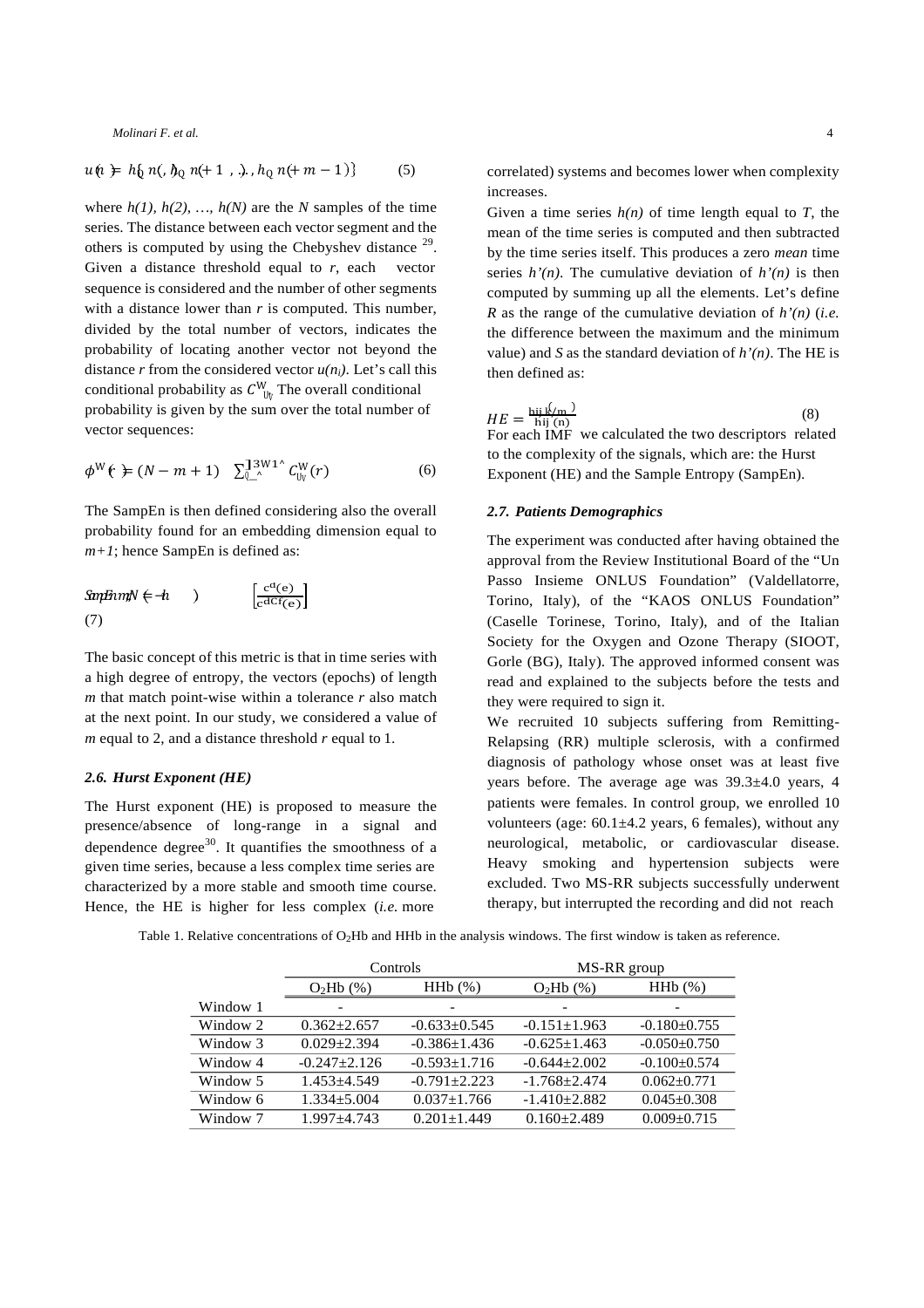$$u(n) = \{h(n), h(n+1), \ldots, h(n+m-1)\} \quad (5)$$

where $h(1)$, $h(2)$, …, $h(N)$ are the $N$ samples of the time series. The distance between each vector segment and the others is computed by using the Chebyshev distance [29]. Given a distance threshold equal to $r$, each vector sequence is considered and the number of other segments with a distance lower than $r$ is computed. This number, divided by the total number of vectors, indicates the probability of locating another vector not beyond the distance $r$ from the considered vector $u(n_i)$. Let's call this conditional probability as $C_{i}^{m}$. The overall conditional probability is given by the sum over the total number of vector sequences:

$$\phi^{m}(r) = (N-m+1) \sum_{i=1}^{N-m+1} C_{i}^{m}(r) \quad (6)$$

The SampEn is then defined considering also the overall probability found for an embedding dimension equal to $m+1$; hence SampEn is defined as:

$$SampEn(m, N) = -\ln\left[\frac{\phi^{m}(r)}{\phi^{m+1}(r)}\right] \quad (7)$$

The basic concept of this metric is that in time series with a high degree of entropy, the vectors (epochs) of length $m$ that match point-wise within a tolerance $r$ also match at the next point. In our study, we considered a value of $m$ equal to 2, and a distance threshold $r$ equal to 1.

### 2.6. Hurst Exponent (HE)

The Hurst exponent (HE) is proposed to measure the presence/absence of long-range in a signal and dependence degree[30]. It quantifies the smoothness of a given time series, because a less complex time series are characterized by a more stable and smooth time course. Hence, the HE is higher for less complex (*i.e.* more correlated) systems and becomes lower when complexity increases.

Given a time series $h(n)$ of time length equal to $T$, the mean of the time series is computed and then subtracted by the time series itself. This produces a zero *mean* time series $h'(n)$. The cumulative deviation of $h'(n)$ is then computed by summing up all the elements. Let's define $R$ as the range of the cumulative deviation of $h'(n)$ (*i.e.* the difference between the maximum and the minimum value) and $S$ as the standard deviation of $h'(n)$. The HE is then defined as:

$$HE = \frac{\log(R/S)}{\log(T)} \quad (8)$$

For each IMF we calculated the two descriptors related to the complexity of the signals, which are: the Hurst Exponent (HE) and the Sample Entropy (SampEn).

### 2.7. Patients Demographics

The experiment was conducted after having obtained the approval from the Review Institutional Board of the "Un Passo Insieme ONLUS Foundation" (Valdellatorre, Torino, Italy), of the "KAOS ONLUS Foundation" (Caselle Torinese, Torino, Italy), and of the Italian Society for the Oxygen and Ozone Therapy (SIOOT, Gorle (BG), Italy). The approved informed consent was read and explained to the subjects before the tests and they were required to sign it.

We recruited 10 subjects suffering from Remitting-Relapsing (RR) multiple sclerosis, with a confirmed diagnosis of pathology whose onset was at least five years before. The average age was 39.3±4.0 years, 4 patients were females. In control group, we enrolled 10 volunteers (age: 60.1±4.2 years, 6 females), without any neurological, metabolic, or cardiovascular disease. Heavy smoking and hypertension subjects were excluded. Two MS-RR subjects successfully underwent therapy, but interrupted the recording and did not reach

Table 1. Relative concentrations of $O_2Hb$ and HHb in the analysis windows. The first window is taken as reference.

| | Controls | | MS-RR group | |
|---|---|---|---|---|
| | $O_2Hb$ (%) | HHb (%) | $O_2Hb$ (%) | HHb (%) |
| Window 1 | - | - | - | - |
| Window 2 | 0.362±2.657 | -0.633±0.545 | -0.151±1.963 | -0.180±0.755 |
| Window 3 | 0.029±2.394 | -0.386±1.436 | -0.625±1.463 | -0.050±0.750 |
| Window 4 | -0.247±2.126 | -0.593±1.716 | -0.644±2.002 | -0.100±0.574 |
| Window 5 | 1.453±4.549 | -0.791±2.223 | -1.768±2.474 | 0.062±0.771 |
| Window 6 | 1.334±5.004 | 0.037±1.766 | -1.410±2.882 | 0.045±0.308 |
| Window 7 | 1.997±4.743 | 0.201±1.449 | 0.160±2.489 | 0.009±0.715 |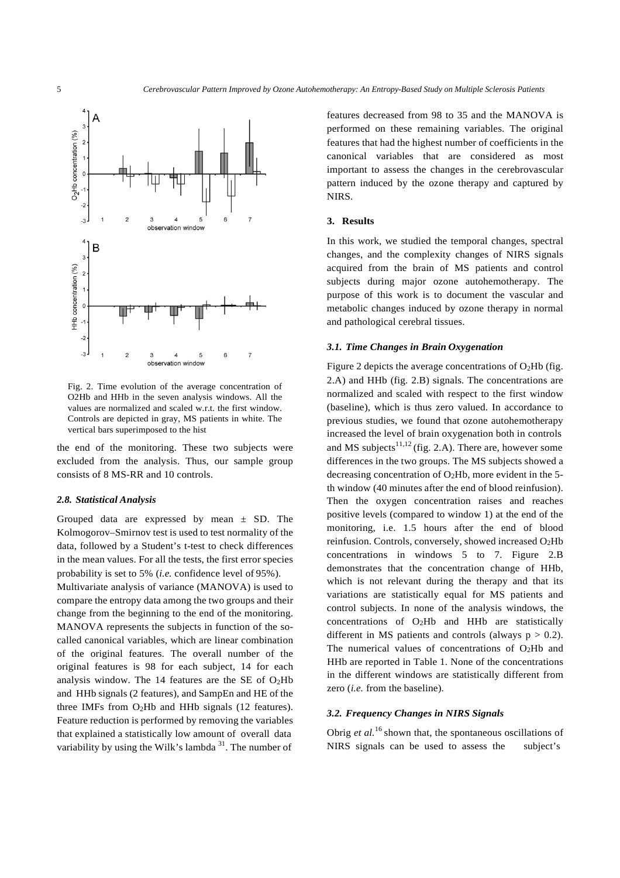Fig. 2. Time evolution of the average concentration of O2Hb and HHb in the seven analysis windows. All the values are normalized and scaled w.r.t. the first window. Controls are depicted in gray, MS patients in white. The vertical bars superimposed to the hist

the end of the monitoring. These two subjects were excluded from the analysis. Thus, our sample group consists of 8 MS-RR and 10 controls.

### *2.8. Statistical Analysis*

Grouped data are expressed by mean ± SD. The Kolmogorov–Smirnov test is used to test normality of the data, followed by a Student's t-test to check differences in the mean values. For all the tests, the first error species probability is set to 5% (*i.e.* confidence level of 95%).

Multivariate analysis of variance (MANOVA) is used to compare the entropy data among the two groups and their change from the beginning to the end of the monitoring. MANOVA represents the subjects in function of the so-called canonical variables, which are linear combination of the original features. The overall number of the original features is 98 for each subject, 14 for each analysis window. The 14 features are the SE of $O_2$Hb and HHb signals (2 features), and SampEn and HE of the three IMFs from $O_2$Hb and HHb signals (12 features). Feature reduction is performed by removing the variables that explained a statistically low amount of overall data variability by using the Wilk's lambda [31]. The number of features decreased from 98 to 35 and the MANOVA is performed on these remaining variables. The original features that had the highest number of coefficients in the canonical variables that are considered as most important to assess the changes in the cerebrovascular pattern induced by the ozone therapy and captured by NIRS.

## 3. Results

In this work, we studied the temporal changes, spectral changes, and the complexity changes of NIRS signals acquired from the brain of MS patients and control subjects during major ozone autohemotherapy. The purpose of this work is to document the vascular and metabolic changes induced by ozone therapy in normal and pathological cerebral tissues.

### *3.1. Time Changes in Brain Oxygenation*

Figure 2 depicts the average concentrations of $O_2$Hb (fig. 2.A) and HHb (fig. 2.B) signals. The concentrations are normalized and scaled with respect to the first window (baseline), which is thus zero valued. In accordance to previous studies, we found that ozone autohemotherapy increased the level of brain oxygenation both in controls and MS subjects[11,12] (fig. 2.A). There are, however some differences in the two groups. The MS subjects showed a decreasing concentration of $O_2$Hb, more evident in the 5-th window (40 minutes after the end of blood reinfusion). Then the oxygen concentration raises and reaches positive levels (compared to window 1) at the end of the monitoring, i.e. 1.5 hours after the end of blood reinfusion. Controls, conversely, showed increased $O_2$Hb concentrations in windows 5 to 7. Figure 2.B demonstrates that the concentration change of HHb, which is not relevant during the therapy and that its variations are statistically equal for MS patients and control subjects. In none of the analysis windows, the concentrations of $O_2$Hb and HHb are statistically different in MS patients and controls (always $p > 0.2$). The numerical values of concentrations of $O_2$Hb and HHb are reported in Table 1. None of the concentrations in the different windows are statistically different from zero (*i.e.* from the baseline).

### *3.2. Frequency Changes in NIRS Signals*

Obrig *et al.*[16] shown that, the spontaneous oscillations of NIRS signals can be used to assess the subject's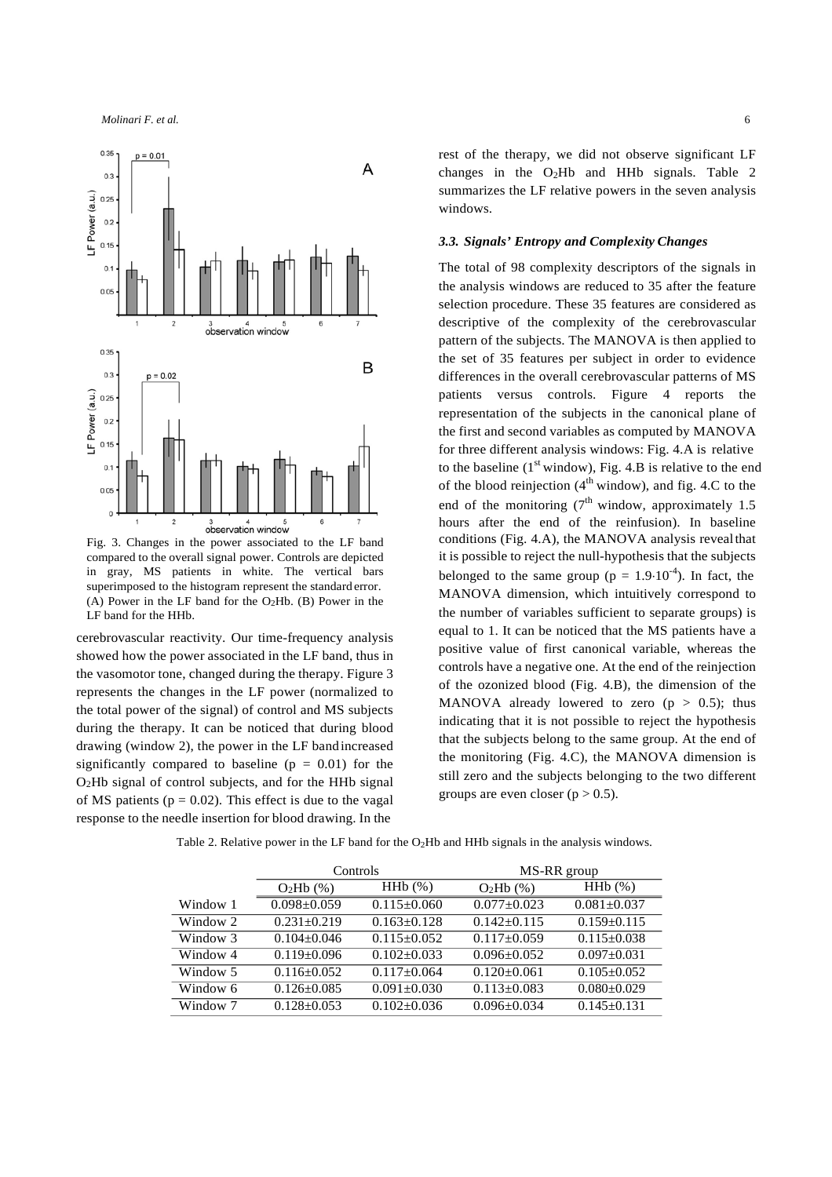Fig. 3. Changes in the power associated to the LF band compared to the overall signal power. Controls are depicted in gray, MS patients in white. The vertical bars superimposed to the histogram represent the standard error. (A) Power in the LF band for the $O_2Hb$. (B) Power in the LF band for the HHb.

cerebrovascular reactivity. Our time-frequency analysis showed how the power associated in the LF band, thus in the vasomotor tone, changed during the therapy. Figure 3 represents the changes in the LF power (normalized to the total power of the signal) of control and MS subjects during the therapy. It can be noticed that during blood drawing (window 2), the power in the LF band increased significantly compared to baseline ($p = 0.01$) for the $O_2Hb$ signal of control subjects, and for the HHb signal of MS patients ($p = 0.02$). This effect is due to the vagal response to the needle insertion for blood drawing. In the rest of the therapy, we did not observe significant LF changes in the $O_2Hb$ and HHb signals. Table 2 summarizes the LF relative powers in the seven analysis windows.

### *3.3. Signals' Entropy and Complexity Changes*

The total of 98 complexity descriptors of the signals in the analysis windows are reduced to 35 after the feature selection procedure. These 35 features are considered as descriptive of the complexity of the cerebrovascular pattern of the subjects. The MANOVA is then applied to the set of 35 features per subject in order to evidence differences in the overall cerebrovascular patterns of MS patients versus controls. Figure 4 reports the representation of the subjects in the canonical plane of the first and second variables as computed by MANOVA for three different analysis windows: Fig. 4.A is relative to the baseline (1[st] window), Fig. 4.B is relative to the end of the blood reinjection (4[th] window), and fig. 4.C to the end of the monitoring (7[th] window, approximately 1.5 hours after the end of the reinfusion). In baseline conditions (Fig. 4.A), the MANOVA analysis reveal that it is possible to reject the null-hypothesis that the subjects belonged to the same group ($p = 1.9 \cdot 10^{-4}$). In fact, the MANOVA dimension, which intuitively correspond to the number of variables sufficient to separate groups) is equal to 1. It can be noticed that the MS patients have a positive value of first canonical variable, whereas the controls have a negative one. At the end of the reinjection of the ozonized blood (Fig. 4.B), the dimension of the MANOVA already lowered to zero ($p > 0.5$); thus indicating that it is not possible to reject the hypothesis that the subjects belong to the same group. At the end of the monitoring (Fig. 4.C), the MANOVA dimension is still zero and the subjects belonging to the two different groups are even closer ($p > 0.5$).

Table 2. Relative power in the LF band for the $O_2Hb$ and HHb signals in the analysis windows.

| | Controls | | MS-RR group | |
|---|---|---|---|---|
| | $O_2Hb$ (%) | HHb (%) | $O_2Hb$ (%) | HHb (%) |
| Window 1 | 0.098±0.059 | 0.115±0.060 | 0.077±0.023 | 0.081±0.037 |
| Window 2 | 0.231±0.219 | 0.163±0.128 | 0.142±0.115 | 0.159±0.115 |
| Window 3 | 0.104±0.046 | 0.115±0.052 | 0.117±0.059 | 0.115±0.038 |
| Window 4 | 0.119±0.096 | 0.102±0.033 | 0.096±0.052 | 0.097±0.031 |
| Window 5 | 0.116±0.052 | 0.117±0.064 | 0.120±0.061 | 0.105±0.052 |
| Window 6 | 0.126±0.085 | 0.091±0.030 | 0.113±0.083 | 0.080±0.029 |
| Window 7 | 0.128±0.053 | 0.102±0.036 | 0.096±0.034 | 0.145±0.131 |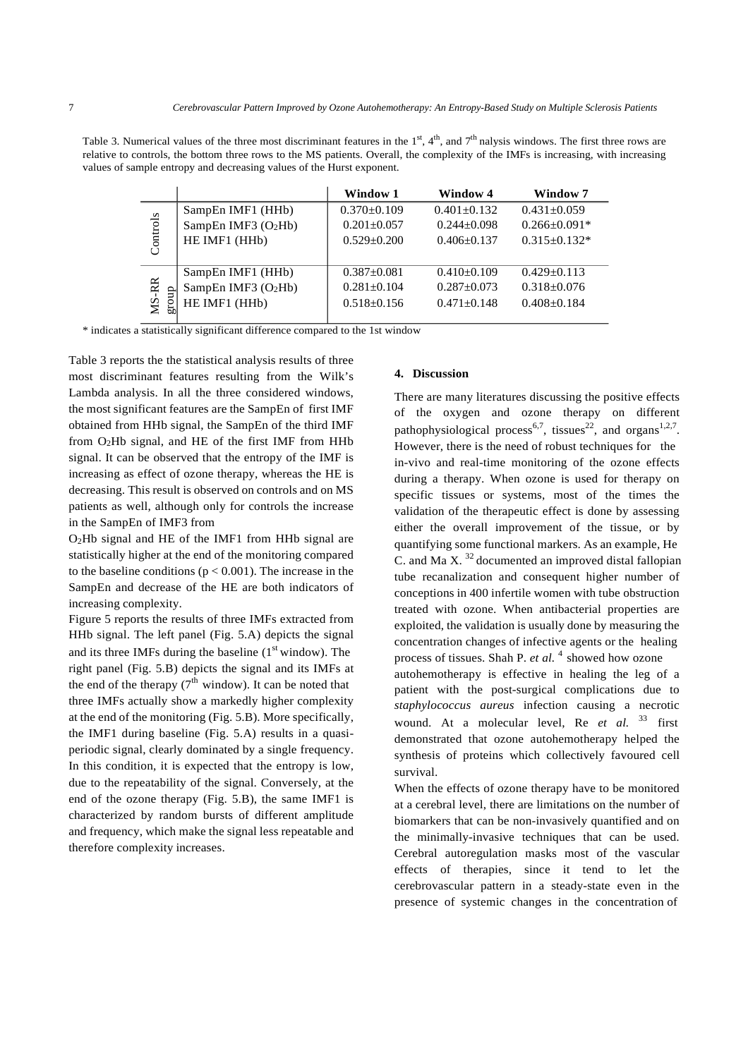Table 3. Numerical values of the three most discriminant features in the 1st, 4th, and 7th nalysis windows. The first three rows are relative to controls, the bottom three rows to the MS patients. Overall, the complexity of the IMFs is increasing, with increasing values of sample entropy and decreasing values of the Hurst exponent.

| | | Window 1 | Window 4 | Window 7 |
|---|---|---|---|---|
| Controls | SampEn IMF1 (HHb) | 0.370±0.109 | 0.401±0.132 | 0.431±0.059 |
| | SampEn IMF3 ($O_2$Hb) | 0.201±0.057 | 0.244±0.098 | 0.266±0.091* |
| | HE IMF1 (HHb) | 0.529±0.200 | 0.406±0.137 | 0.315±0.132* |
| MS-RR group | SampEn IMF1 (HHb) | 0.387±0.081 | 0.410±0.109 | 0.429±0.113 |
| | SampEn IMF3 ($O_2$Hb) | 0.281±0.104 | 0.287±0.073 | 0.318±0.076 |
| | HE IMF1 (HHb) | 0.518±0.156 | 0.471±0.148 | 0.408±0.184 |

* indicates a statistically significant difference compared to the 1st window

Table 3 reports the the statistical analysis results of three most discriminant features resulting from the Wilk's Lambda analysis. In all the three considered windows, the most significant features are the SampEn of first IMF obtained from HHb signal, the SampEn of the third IMF from $O_2$Hb signal, and HE of the first IMF from HHb signal. It can be observed that the entropy of the IMF is increasing as effect of ozone therapy, whereas the HE is decreasing. This result is observed on controls and on MS patients as well, although only for controls the increase in the SampEn of IMF3 from $O_2$Hb signal and HE of the IMF1 from HHb signal are statistically higher at the end of the monitoring compared to the baseline conditions ($p < 0.001$). The increase in the SampEn and decrease of the HE are both indicators of increasing complexity.

Figure 5 reports the results of three IMFs extracted from HHb signal. The left panel (Fig. 5.A) depicts the signal and its three IMFs during the baseline (1st window). The right panel (Fig. 5.B) depicts the signal and its IMFs at the end of the therapy (7th window). It can be noted that three IMFs actually show a markedly higher complexity at the end of the monitoring (Fig. 5.B). More specifically, the IMF1 during baseline (Fig. 5.A) results in a quasi-periodic signal, clearly dominated by a single frequency. In this condition, it is expected that the entropy is low, due to the repeatability of the signal. Conversely, at the end of the ozone therapy (Fig. 5.B), the same IMF1 is characterized by random bursts of different amplitude and frequency, which make the signal less repeatable and therefore complexity increases.

## 4. Discussion

There are many literatures discussing the positive effects of the oxygen and ozone therapy on different pathophysiological process[6,7], tissues[22], and organs[1,2,7]. However, there is the need of robust techniques for the in-vivo and real-time monitoring of the ozone effects during a therapy. When ozone is used for therapy on specific tissues or systems, most of the times the validation of the therapeutic effect is done by assessing either the overall improvement of the tissue, or by quantifying some functional markers. As an example, He C. and Ma X. [32] documented an improved distal fallopian tube recanalization and consequent higher number of conceptions in 400 infertile women with tube obstruction treated with ozone. When antibacterial properties are exploited, the validation is usually done by measuring the concentration changes of infective agents or the healing process of tissues. Shah P. *et al.* [4] showed how ozone autohemotherapy is effective in healing the leg of a patient with the post-surgical complications due to *staphylococcus aureus* infection causing a necrotic wound. At a molecular level, Re *et al.* [33] first demonstrated that ozone autohemotherapy helped the synthesis of proteins which collectively favoured cell survival.

When the effects of ozone therapy have to be monitored at a cerebral level, there are limitations on the number of biomarkers that can be non-invasively quantified and on the minimally-invasive techniques that can be used. Cerebral autoregulation masks most of the vascular effects of therapies, since it tend to let the cerebrovascular pattern in a steady-state even in the presence of systemic changes in the concentration of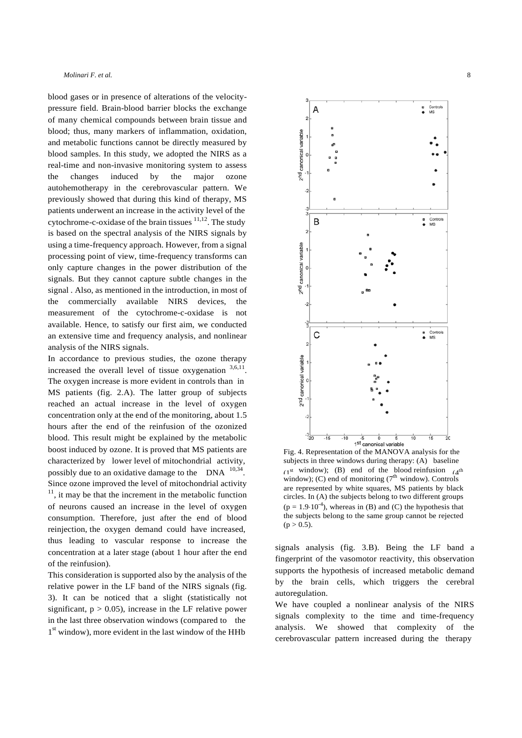blood gases or in presence of alterations of the velocity-pressure field. Brain-blood barrier blocks the exchange of many chemical compounds between brain tissue and blood; thus, many markers of inflammation, oxidation, and metabolic functions cannot be directly measured by blood samples. In this study, we adopted the NIRS as a real-time and non-invasive monitoring system to assess the changes induced by the major ozone autohemotherapy in the cerebrovascular pattern. We previously showed that during this kind of therapy, MS patients underwent an increase in the activity level of the cytochrome-c-oxidase of the brain tissues [11,12]. The study is based on the spectral analysis of the NIRS signals by using a time-frequency approach. However, from a signal processing point of view, time-frequency transforms can only capture changes in the power distribution of the signals. But they cannot capture subtle changes in the signal . Also, as mentioned in the introduction, in most of the commercially available NIRS devices, the measurement of the cytochrome-c-oxidase is not available. Hence, to satisfy our first aim, we conducted an extensive time and frequency analysis, and nonlinear analysis of the NIRS signals.

In accordance to previous studies, the ozone therapy increased the overall level of tissue oxygenation [3,6,11]. The oxygen increase is more evident in controls than in MS patients (fig. 2.A). The latter group of subjects reached an actual increase in the level of oxygen concentration only at the end of the monitoring, about 1.5 hours after the end of the reinfusion of the ozonized blood. This result might be explained by the metabolic boost induced by ozone. It is proved that MS patients are characterized by lower level of mitochondrial activity, possibly due to an oxidative damage to the DNA [10,34]. Since ozone improved the level of mitochondrial activity [11], it may be that the increment in the metabolic function of neurons caused an increase in the level of oxygen consumption. Therefore, just after the end of blood reinjection, the oxygen demand could have increased, thus leading to vascular response to increase the concentration at a later stage (about 1 hour after the end of the reinfusion).

This consideration is supported also by the analysis of the relative power in the LF band of the NIRS signals (fig. 3). It can be noticed that a slight (statistically not significant, $p > 0.05$), increase in the LF relative power in the last three observation windows (compared to the 1st window), more evident in the last window of the HHb

Fig. 4. Representation of the MANOVA analysis for the subjects in three windows during therapy: (A) baseline (1st window); (B) end of the blood reinfusion (4th window); (C) end of monitoring (7th window). Controls are represented by white squares, MS patients by black circles. In (A) the subjects belong to two different groups ($p = 1.9 \cdot 10^{-4}$), whereas in (B) and (C) the hypothesis that the subjects belong to the same group cannot be rejected ($p > 0.5$).

signals analysis (fig. 3.B). Being the LF band a fingerprint of the vasomotor reactivity, this observation supports the hypothesis of increased metabolic demand by the brain cells, which triggers the cerebral autoregulation.

We have coupled a nonlinear analysis of the NIRS signals complexity to the time and time-frequency analysis. We showed that complexity of the cerebrovascular pattern increased during the therapy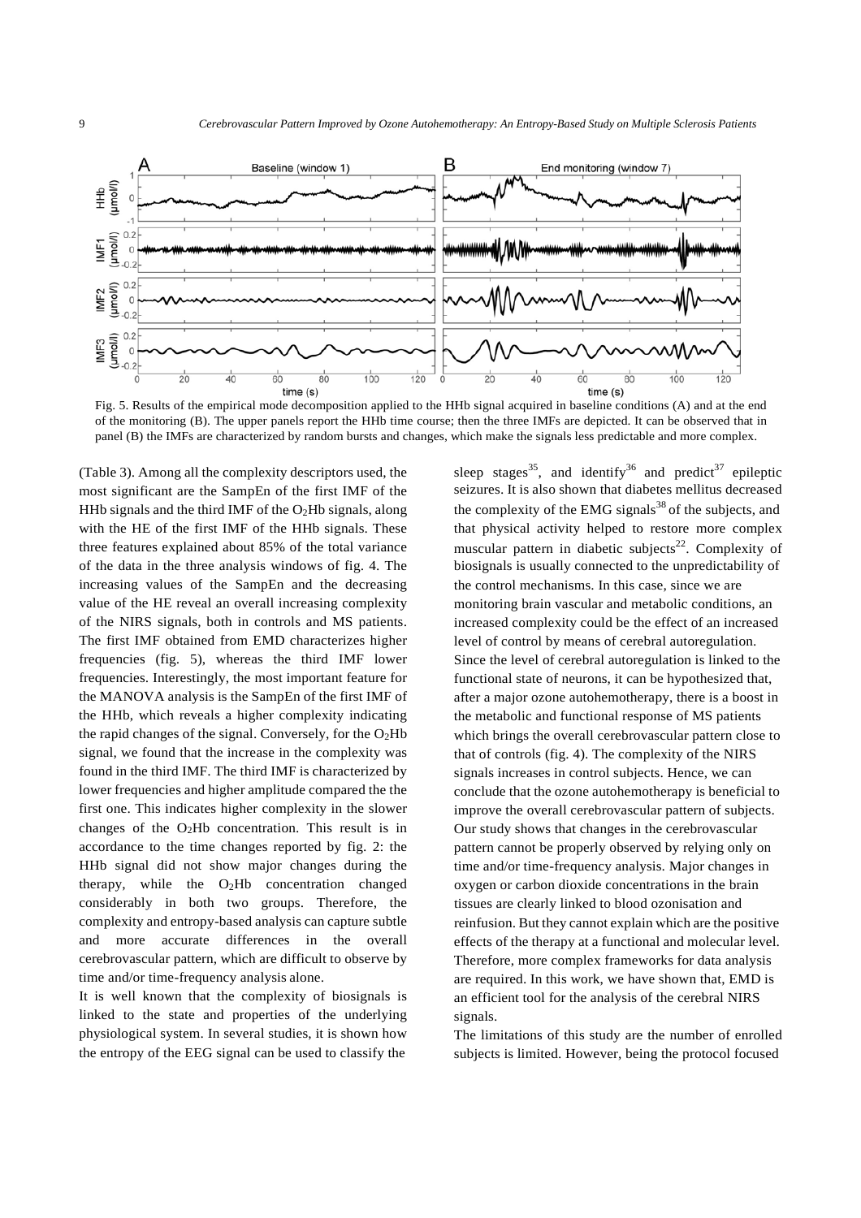Fig. 5. Results of the empirical mode decomposition applied to the HHb signal acquired in baseline conditions (A) and at the end of the monitoring (B). The upper panels report the HHb time course; then the three IMFs are depicted. It can be observed that in panel (B) the IMFs are characterized by random bursts and changes, which make the signals less predictable and more complex.

(Table 3). Among all the complexity descriptors used, the most significant are the SampEn of the first IMF of the HHb signals and the third IMF of the $O_2$Hb signals, along with the HE of the first IMF of the HHb signals. These three features explained about 85% of the total variance of the data in the three analysis windows of fig. 4. The increasing values of the SampEn and the decreasing value of the HE reveal an overall increasing complexity of the NIRS signals, both in controls and MS patients. The first IMF obtained from EMD characterizes higher frequencies (fig. 5), whereas the third IMF lower frequencies. Interestingly, the most important feature for the MANOVA analysis is the SampEn of the first IMF of the HHb, which reveals a higher complexity indicating the rapid changes of the signal. Conversely, for the $O_2$Hb signal, we found that the increase in the complexity was found in the third IMF. The third IMF is characterized by lower frequencies and higher amplitude compared the the first one. This indicates higher complexity in the slower changes of the $O_2$Hb concentration. This result is in accordance to the time changes reported by fig. 2: the HHb signal did not show major changes during the therapy, while the $O_2$Hb concentration changed considerably in both two groups. Therefore, the complexity and entropy-based analysis can capture subtle and more accurate differences in the overall cerebrovascular pattern, which are difficult to observe by time and/or time-frequency analysis alone.

It is well known that the complexity of biosignals is linked to the state and properties of the underlying physiological system. In several studies, it is shown how the entropy of the EEG signal can be used to classify the sleep stages[35], and identify[36] and predict[37] epileptic seizures. It is also shown that diabetes mellitus decreased the complexity of the EMG signals[38] of the subjects, and that physical activity helped to restore more complex muscular pattern in diabetic subjects[22]. Complexity of biosignals is usually connected to the unpredictability of the control mechanisms. In this case, since we are monitoring brain vascular and metabolic conditions, an increased complexity could be the effect of an increased level of control by means of cerebral autoregulation. Since the level of cerebral autoregulation is linked to the functional state of neurons, it can be hypothesized that, after a major ozone autohemotherapy, there is a boost in the metabolic and functional response of MS patients which brings the overall cerebrovascular pattern close to that of controls (fig. 4). The complexity of the NIRS signals increases in control subjects. Hence, we can conclude that the ozone autohemotherapy is beneficial to improve the overall cerebrovascular pattern of subjects. Our study shows that changes in the cerebrovascular pattern cannot be properly observed by relying only on time and/or time-frequency analysis. Major changes in oxygen or carbon dioxide concentrations in the brain tissues are clearly linked to blood ozonisation and reinfusion. But they cannot explain which are the positive effects of the therapy at a functional and molecular level. Therefore, more complex frameworks for data analysis are required. In this work, we have shown that, EMD is an efficient tool for the analysis of the cerebral NIRS signals.

The limitations of this study are the number of enrolled subjects is limited. However, being the protocol focused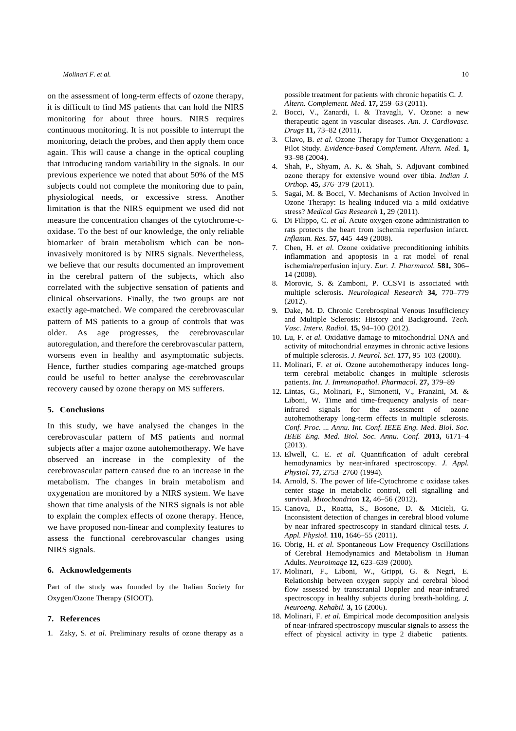on the assessment of long-term effects of ozone therapy, it is difficult to find MS patients that can hold the NIRS monitoring for about three hours. NIRS requires continuous monitoring. It is not possible to interrupt the monitoring, detach the probes, and then apply them once again. This will cause a change in the optical coupling that introducing random variability in the signals. In our previous experience we noted that about 50% of the MS subjects could not complete the monitoring due to pain, physiological needs, or excessive stress. Another limitation is that the NIRS equipment we used did not measure the concentration changes of the cytochrome-c-oxidase. To the best of our knowledge, the only reliable biomarker of brain metabolism which can be non-invasively monitored is by NIRS signals. Nevertheless, we believe that our results documented an improvement in the cerebral pattern of the subjects, which also correlated with the subjective sensation of patients and clinical observations. Finally, the two groups are not exactly age-matched. We compared the cerebrovascular pattern of MS patients to a group of controls that was older. As age progresses, the cerebrovascular autoregulation, and therefore the cerebrovascular pattern, worsens even in healthy and asymptomatic subjects. Hence, further studies comparing age-matched groups could be useful to better analyse the cerebrovascular recovery caused by ozone therapy on MS sufferers.

## 5. Conclusions

In this study, we have analysed the changes in the cerebrovascular pattern of MS patients and normal subjects after a major ozone autohemotherapy. We have observed an increase in the complexity of the cerebrovascular pattern caused due to an increase in the metabolism. The changes in brain metabolism and oxygenation are monitored by a NIRS system. We have shown that time analysis of the NIRS signals is not able to explain the complex effects of ozone therapy. Hence, we have proposed non-linear and complexity features to assess the functional cerebrovascular changes using NIRS signals.

## 6. Acknowledgements

Part of the study was founded by the Italian Society for Oxygen/Ozone Therapy (SIOOT).

## 7. References

1. Zaky, S. *et al.* Preliminary results of ozone therapy as a possible treatment for patients with chronic hepatitis C. *J. Altern. Complement. Med.* **17,** 259–63 (2011).
2. Bocci, V., Zanardi, I. & Travagli, V. Ozone: a new therapeutic agent in vascular diseases. *Am. J. Cardiovasc. Drugs* **11,** 73–82 (2011).
3. Clavo, B. *et al.* Ozone Therapy for Tumor Oxygenation: a Pilot Study. *Evidence-based Complement. Altern. Med.* **1,** 93–98 (2004).
4. Shah, P., Shyam, A. K. & Shah, S. Adjuvant combined ozone therapy for extensive wound over tibia. *Indian J. Orthop.* **45,** 376–379 (2011).
5. Sagai, M. & Bocci, V. Mechanisms of Action Involved in Ozone Therapy: Is healing induced via a mild oxidative stress? *Medical Gas Research* **1,** 29 (2011).
6. Di Filippo, C. *et al.* Acute oxygen-ozone administration to rats protects the heart from ischemia reperfusion infarct. *Inflamm. Res.* **57,** 445–449 (2008).
7. Chen, H. *et al.* Ozone oxidative preconditioning inhibits inflammation and apoptosis in a rat model of renal ischemia/reperfusion injury. *Eur. J. Pharmacol.* **581,** 306–14 (2008).
8. Morovic, S. & Zamboni, P. CCSVI is associated with multiple sclerosis. *Neurological Research* **34,** 770–779 (2012).
9. Dake, M. D. Chronic Cerebrospinal Venous Insufficiency and Multiple Sclerosis: History and Background. *Tech. Vasc. Interv. Radiol.* **15,** 94–100 (2012).
10. Lu, F. *et al.* Oxidative damage to mitochondrial DNA and activity of mitochondrial enzymes in chronic active lesions of multiple sclerosis. *J. Neurol. Sci.* **177,** 95–103 (2000).
11. Molinari, F. *et al.* Ozone autohemotherapy induces long-term cerebral metabolic changes in multiple sclerosis patients. *Int. J. Immunopathol. Pharmacol.* **27,** 379–89
12. Lintas, G., Molinari, F., Simonetti, V., Franzini, M. & Liboni, W. Time and time-frequency analysis of near-infrared signals for the assessment of ozone autohemotherapy long-term effects in multiple sclerosis. *Conf. Proc. ... Annu. Int. Conf. IEEE Eng. Med. Biol. Soc. IEEE Eng. Med. Biol. Soc. Annu. Conf.* **2013,** 6171–4 (2013).
13. Elwell, C. E. *et al.* Quantification of adult cerebral hemodynamics by near-infrared spectroscopy. *J. Appl. Physiol.* **77,** 2753–2760 (1994).
14. Arnold, S. The power of life-Cytochrome c oxidase takes center stage in metabolic control, cell signalling and survival. *Mitochondrion* **12,** 46–56 (2012).
15. Canova, D., Roatta, S., Bosone, D. & Micieli, G. Inconsistent detection of changes in cerebral blood volume by near infrared spectroscopy in standard clinical tests. *J. Appl. Physiol.* **110,** 1646–55 (2011).
16. Obrig, H. *et al.* Spontaneous Low Frequency Oscillations of Cerebral Hemodynamics and Metabolism in Human Adults. *Neuroimage* **12,** 623–639 (2000).
17. Molinari, F., Liboni, W., Grippi, G. & Negri, E. Relationship between oxygen supply and cerebral blood flow assessed by transcranial Doppler and near-infrared spectroscopy in healthy subjects during breath-holding. *J. Neuroeng. Rehabil.* **3,** 16 (2006).
18. Molinari, F. *et al.* Empirical mode decomposition analysis of near-infrared spectroscopy muscular signals to assess the effect of physical activity in type 2 diabetic patients.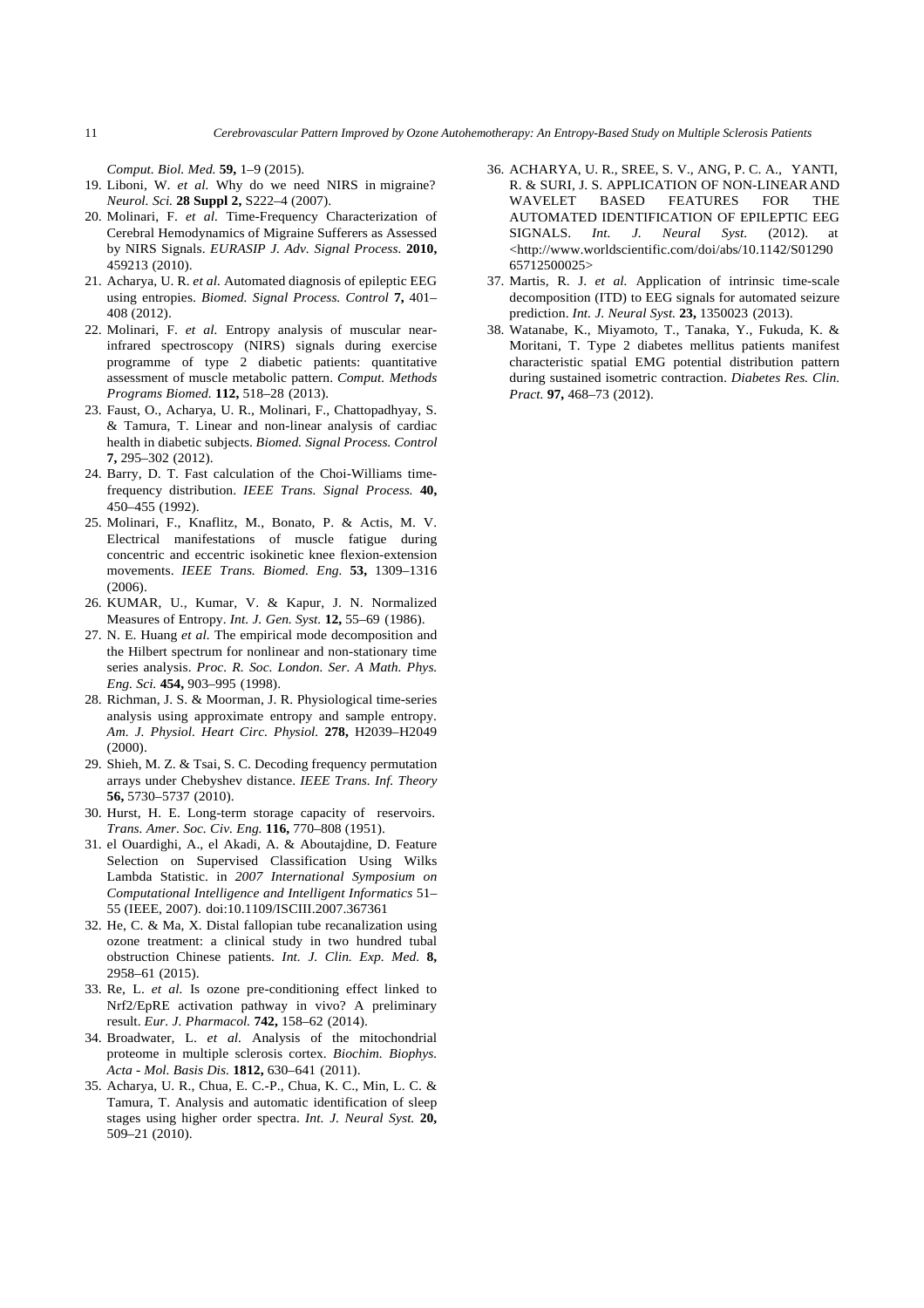*Comput. Biol. Med.* **59,** 1–9 (2015).

19. Liboni, W. *et al.* Why do we need NIRS in migraine? *Neurol. Sci.* **28 Suppl 2,** S222–4 (2007).
20. Molinari, F. *et al.* Time-Frequency Characterization of Cerebral Hemodynamics of Migraine Sufferers as Assessed by NIRS Signals. *EURASIP J. Adv. Signal Process.* **2010,** 459213 (2010).
21. Acharya, U. R. *et al.* Automated diagnosis of epileptic EEG using entropies. *Biomed. Signal Process. Control* **7,** 401–408 (2012).
22. Molinari, F. *et al.* Entropy analysis of muscular near-infrared spectroscopy (NIRS) signals during exercise programme of type 2 diabetic patients: quantitative assessment of muscle metabolic pattern. *Comput. Methods Programs Biomed.* **112,** 518–28 (2013).
23. Faust, O., Acharya, U. R., Molinari, F., Chattopadhyay, S. & Tamura, T. Linear and non-linear analysis of cardiac health in diabetic subjects. *Biomed. Signal Process. Control* **7,** 295–302 (2012).
24. Barry, D. T. Fast calculation of the Choi-Williams time-frequency distribution. *IEEE Trans. Signal Process.* **40,** 450–455 (1992).
25. Molinari, F., Knaflitz, M., Bonato, P. & Actis, M. V. Electrical manifestations of muscle fatigue during concentric and eccentric isokinetic knee flexion-extension movements. *IEEE Trans. Biomed. Eng.* **53,** 1309–1316 (2006).
26. KUMAR, U., Kumar, V. & Kapur, J. N. Normalized Measures of Entropy. *Int. J. Gen. Syst.* **12,** 55–69 (1986).
27. N. E. Huang *et al.* The empirical mode decomposition and the Hilbert spectrum for nonlinear and non-stationary time series analysis. *Proc. R. Soc. London. Ser. A Math. Phys. Eng. Sci.* **454,** 903–995 (1998).
28. Richman, J. S. & Moorman, J. R. Physiological time-series analysis using approximate entropy and sample entropy. *Am. J. Physiol. Heart Circ. Physiol.* **278,** H2039–H2049 (2000).
29. Shieh, M. Z. & Tsai, S. C. Decoding frequency permutation arrays under Chebyshev distance. *IEEE Trans. Inf. Theory* **56,** 5730–5737 (2010).
30. Hurst, H. E. Long-term storage capacity of reservoirs. *Trans. Amer. Soc. Civ. Eng.* **116,** 770–808 (1951).
31. el Ouardighi, A., el Akadi, A. & Aboutajdine, D. Feature Selection on Supervised Classification Using Wilks Lambda Statistic. in *2007 International Symposium on Computational Intelligence and Intelligent Informatics* 51–55 (IEEE, 2007). doi:10.1109/ISCIII.2007.367361
32. He, C. & Ma, X. Distal fallopian tube recanalization using ozone treatment: a clinical study in two hundred tubal obstruction Chinese patients. *Int. J. Clin. Exp. Med.* **8,** 2958–61 (2015).
33. Re, L. *et al.* Is ozone pre-conditioning effect linked to Nrf2/EpRE activation pathway in vivo? A preliminary result. *Eur. J. Pharmacol.* **742,** 158–62 (2014).
34. Broadwater, L. *et al.* Analysis of the mitochondrial proteome in multiple sclerosis cortex. *Biochim. Biophys. Acta - Mol. Basis Dis.* **1812,** 630–641 (2011).
35. Acharya, U. R., Chua, E. C.-P., Chua, K. C., Min, L. C. & Tamura, T. Analysis and automatic identification of sleep stages using higher order spectra. *Int. J. Neural Syst.* **20,** 509–21 (2010).
36. ACHARYA, U. R., SREE, S. V., ANG, P. C. A., YANTI, R. & SURI, J. S. APPLICATION OF NON-LINEAR AND WAVELET BASED FEATURES FOR THE AUTOMATED IDENTIFICATION OF EPILEPTIC EEG SIGNALS. *Int. J. Neural Syst.* (2012). at <http://www.worldscientific.com/doi/abs/10.1142/S0129065712500025>
37. Martis, R. J. *et al.* Application of intrinsic time-scale decomposition (ITD) to EEG signals for automated seizure prediction. *Int. J. Neural Syst.* **23,** 1350023 (2013).
38. Watanabe, K., Miyamoto, T., Tanaka, Y., Fukuda, K. & Moritani, T. Type 2 diabetes mellitus patients manifest characteristic spatial EMG potential distribution pattern during sustained isometric contraction. *Diabetes Res. Clin. Pract.* **97,** 468–73 (2012).